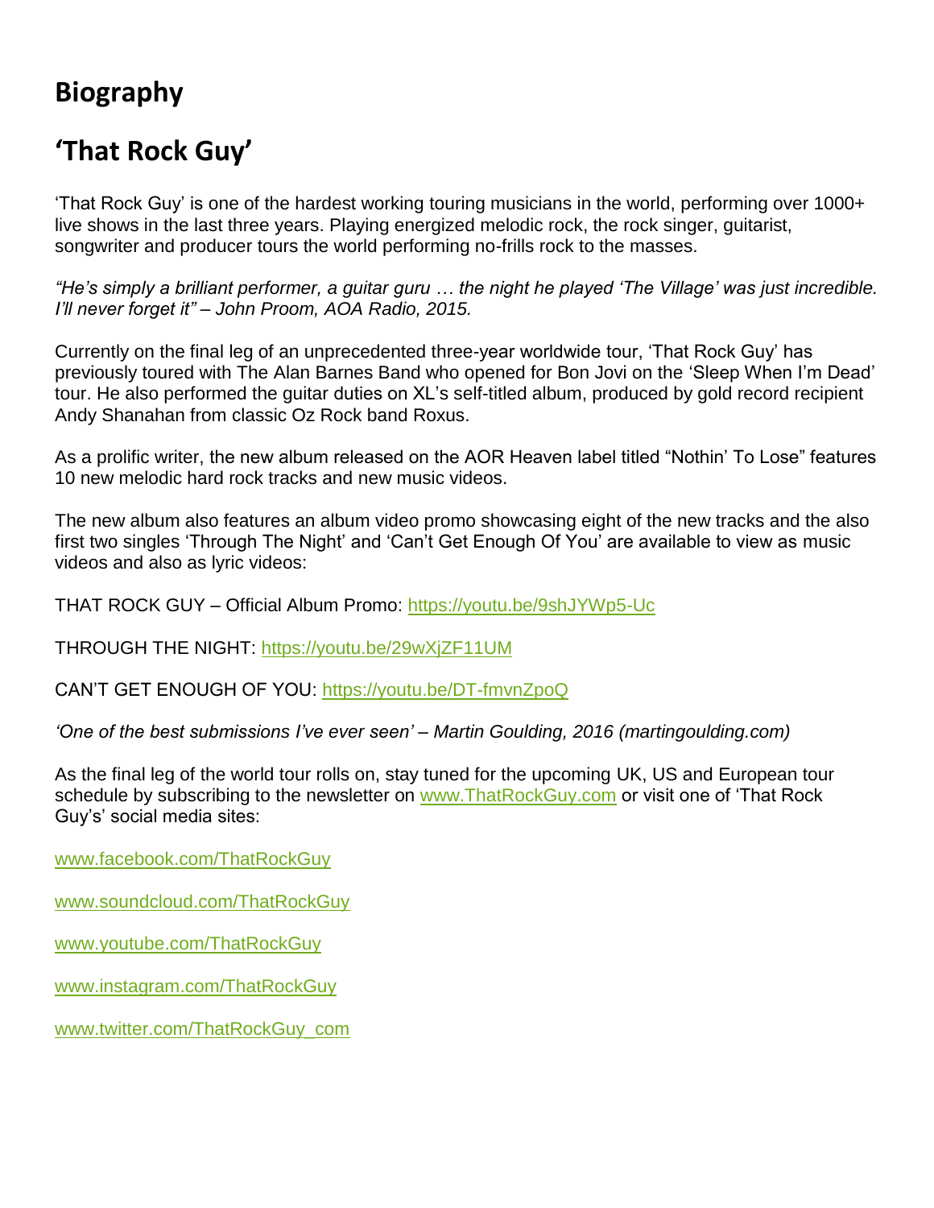# Biography

# 'That Rock Guy'

'That Rock Guy' is one of the hardest working touring musicians in the world, performing over 1000+ live shows in the last three years. Playing energized melodic rock, the rock singer, guitarist, songwriter and producer tours the world performing no-frills rock to the masses.

*"He's simply a brilliant performer, a guitar guru … the night he played 'The Village' was just incredible. I'll never forget it" – John Proom, AOA Radio, 2015.*

Currently on the final leg of an unprecedented three-year worldwide tour, 'That Rock Guy' has previously toured with The Alan Barnes Band who opened for Bon Jovi on the 'Sleep When I'm Dead' tour. He also performed the guitar duties on XL's self-titled album, produced by gold record recipient Andy Shanahan from classic Oz Rock band Roxus.

As a prolific writer, the new album released on the AOR Heaven label titled "Nothin' To Lose" features 10 new melodic hard rock tracks and new music videos.

The new album also features an album video promo showcasing eight of the new tracks and the also first two singles 'Through The Night' and 'Can't Get Enough Of You' are available to view as music videos and also as lyric videos:

THAT ROCK GUY – Official Album Promo: https://youtu.be/9shJYWp5-Uc

THROUGH THE NIGHT: https://youtu.be/29wXjZF11UM

CAN'T GET ENOUGH OF YOU: https://youtu.be/DT-fmvnZpoQ

*'One of the best submissions I've ever seen' – Martin Goulding, 2016 (martingoulding.com)*

As the final leg of the world tour rolls on, stay tuned for the upcoming UK, US and European tour schedule by subscribing to the newsletter on www.ThatRockGuy.com or visit one of 'That Rock Guy's' social media sites:

www.facebook.com/ThatRockGuy

www.soundcloud.com/ThatRockGuy

www.youtube.com/ThatRockGuy

www.instagram.com/ThatRockGuy

www.twitter.com/ThatRockGuy_com